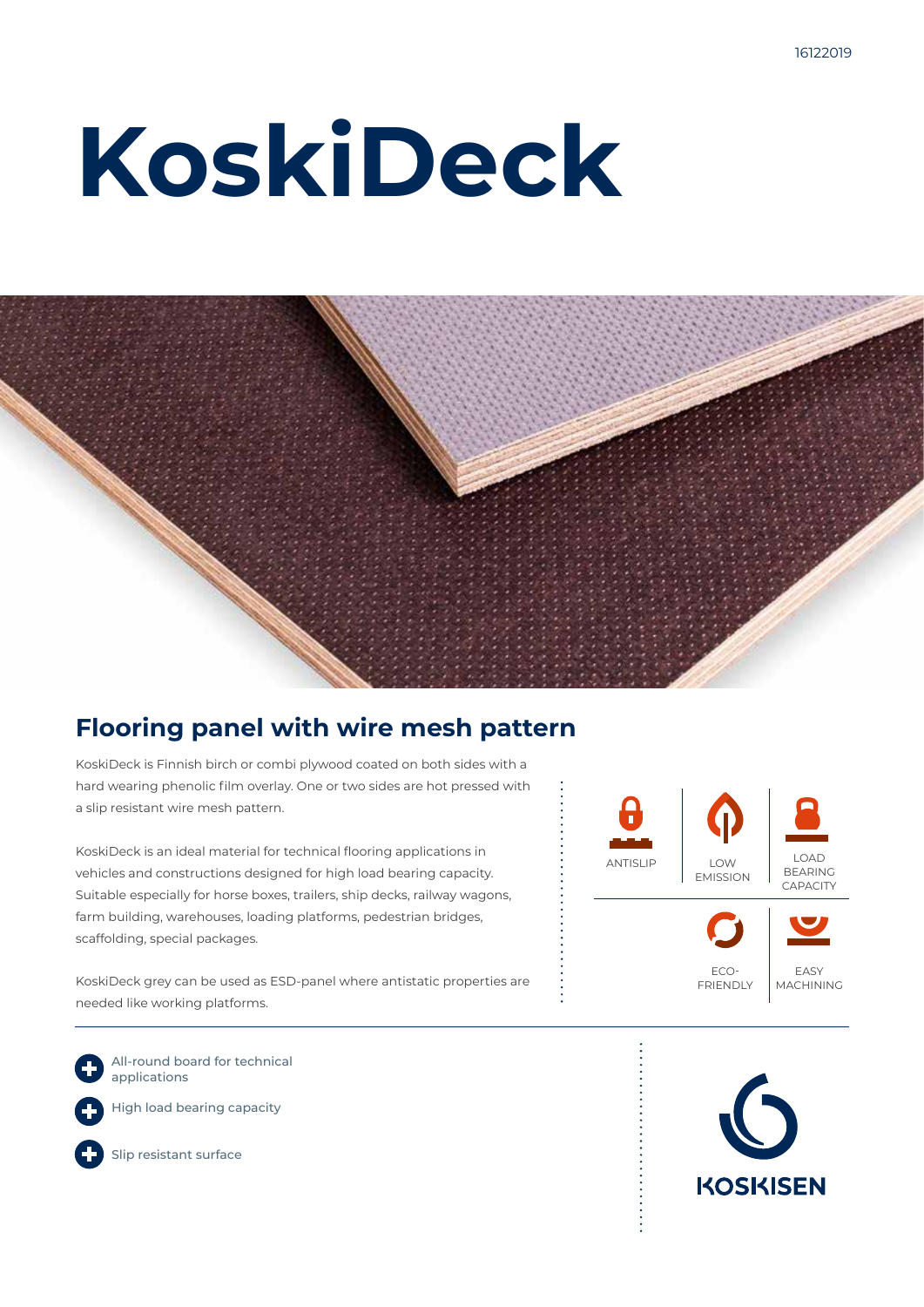# KoskiDeck

## Flooring panel with wire mesh pattern

KoskiDeck is Finnish birch or combi plywood coated on both sides with a hard wearing phenolic film overlay. One or two sides are hot pressed with a slip resistant wire mesh pattern.

KoskiDeck is an ideal material for technical flooring applications in vehicles and constructions designed for high load bearing capacity. Suitable especially for horse boxes, trailers, ship decks, railway wagons, farm building, warehouses, loading platforms, pedestrian bridges, scaffolding, special packages.

KoskiDeck grey can be used as ESD-panel where antistatic properties are needed like working platforms.

ANTISLIP | LOW EMISSION | LOAD BEARING CAPACITY | ECO-FRIENDLY | EASY MACHINING

- All-round board for technical applications
- High load bearing capacity
- Slip resistant surface

KOSKISEN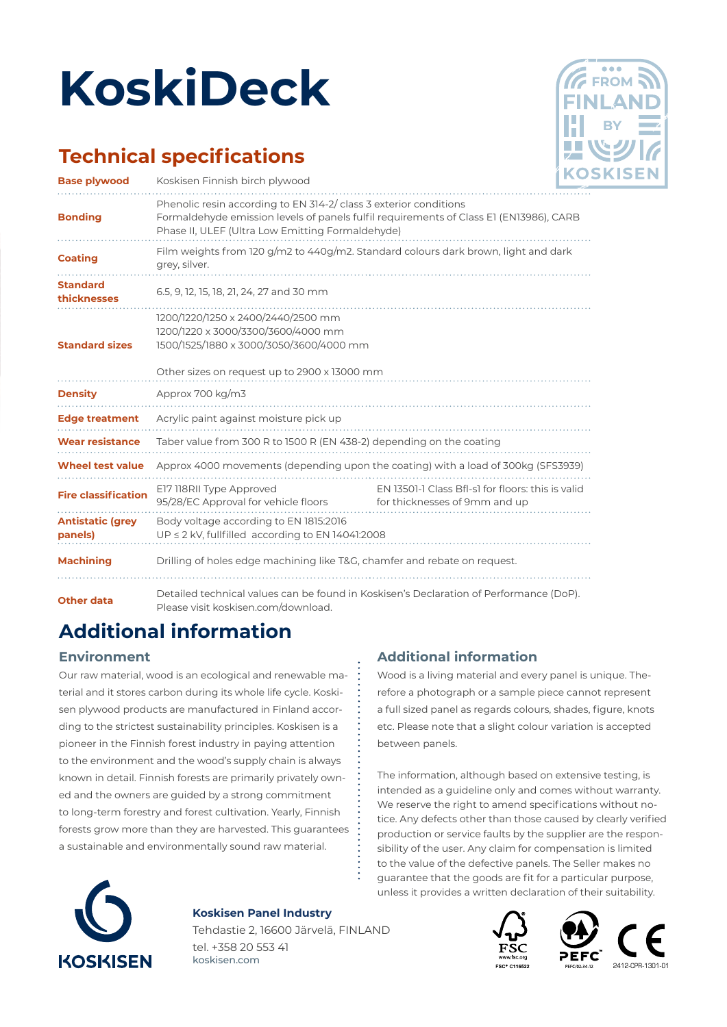# KoskiDeck

## Technical specifications

| | |
|---|---|
| **Base plywood** | Koskisen Finnish birch plywood |
| **Bonding** | Phenolic resin according to EN 314-2/ class 3 exterior conditions<br>Formaldehyde emission levels of panels fulfil requirements of Class E1 (EN13986), CARB Phase II, ULEF (Ultra Low Emitting Formaldehyde) |
| **Coating** | Film weights from 120 g/m2 to 440g/m2. Standard colours dark brown, light and dark grey, silver. |
| **Standard thicknesses** | 6.5, 9, 12, 15, 18, 21, 24, 27 and 30 mm |
| **Standard sizes** | 1200/1220/1250 x 2400/2440/2500 mm<br>1200/1220 x 3000/3300/3600/4000 mm<br>1500/1525/1880 x 3000/3050/3600/4000 mm<br><br>Other sizes on request up to 2900 x 13000 mm |
| **Density** | Approx 700 kg/m3 |
| **Edge treatment** | Acrylic paint against moisture pick up |
| **Wear resistance** | Taber value from 300 R to 1500 R (EN 438-2) depending on the coating |
| **Wheel test value** | Approx 4000 movements (depending upon the coating) with a load of 300kg (SFS3939) |
| **Fire classification** | E17 118RII Type Approved<br>95/28/EC Approval for vehicle floors<br>EN 13501-1 Class Bfl-s1 for floors: this is valid for thicknesses of 9mm and up |
| **Antistatic (grey panels)** | Body voltage according to EN 1815:2016<br>UP ≤ 2 kV, fullfilled according to EN 14041:2008 |
| **Machining** | Drilling of holes edge machining like T&G, chamfer and rebate on request. |
| **Other data** | Detailed technical values can be found in Koskisen's Declaration of Performance (DoP). Please visit koskisen.com/download. |

## Additional information

### Environment

Our raw material, wood is an ecological and renewable material and it stores carbon during its whole life cycle. Koskisen plywood products are manufactured in Finland according to the strictest sustainability principles. Koskisen is a pioneer in the Finnish forest industry in paying attention to the environment and the wood's supply chain is always known in detail. Finnish forests are primarily privately owned and the owners are guided by a strong commitment to long-term forestry and forest cultivation. Yearly, Finnish forests grow more than they are harvested. This guarantees a sustainable and environmentally sound raw material.

### Additional information

Wood is a living material and every panel is unique. Therefore a photograph or a sample piece cannot represent a full sized panel as regards colours, shades, figure, knots etc. Please note that a slight colour variation is accepted between panels.

The information, although based on extensive testing, is intended as a guideline only and comes without warranty. We reserve the right to amend specifications without notice. Any defects other than those caused by clearly verified production or service faults by the supplier are the responsibility of the user. Any claim for compensation is limited to the value of the defective panels. The Seller makes no guarantee that the goods are fit for a particular purpose, unless it provides a written declaration of their suitability.

**Koskisen Panel Industry**
Tehdastie 2, 16600 Järvelä, FINLAND
tel. +358 20 553 41
koskisen.com

FSC® C116522
PEFC/02-34-12
2412-CPR-1301-01